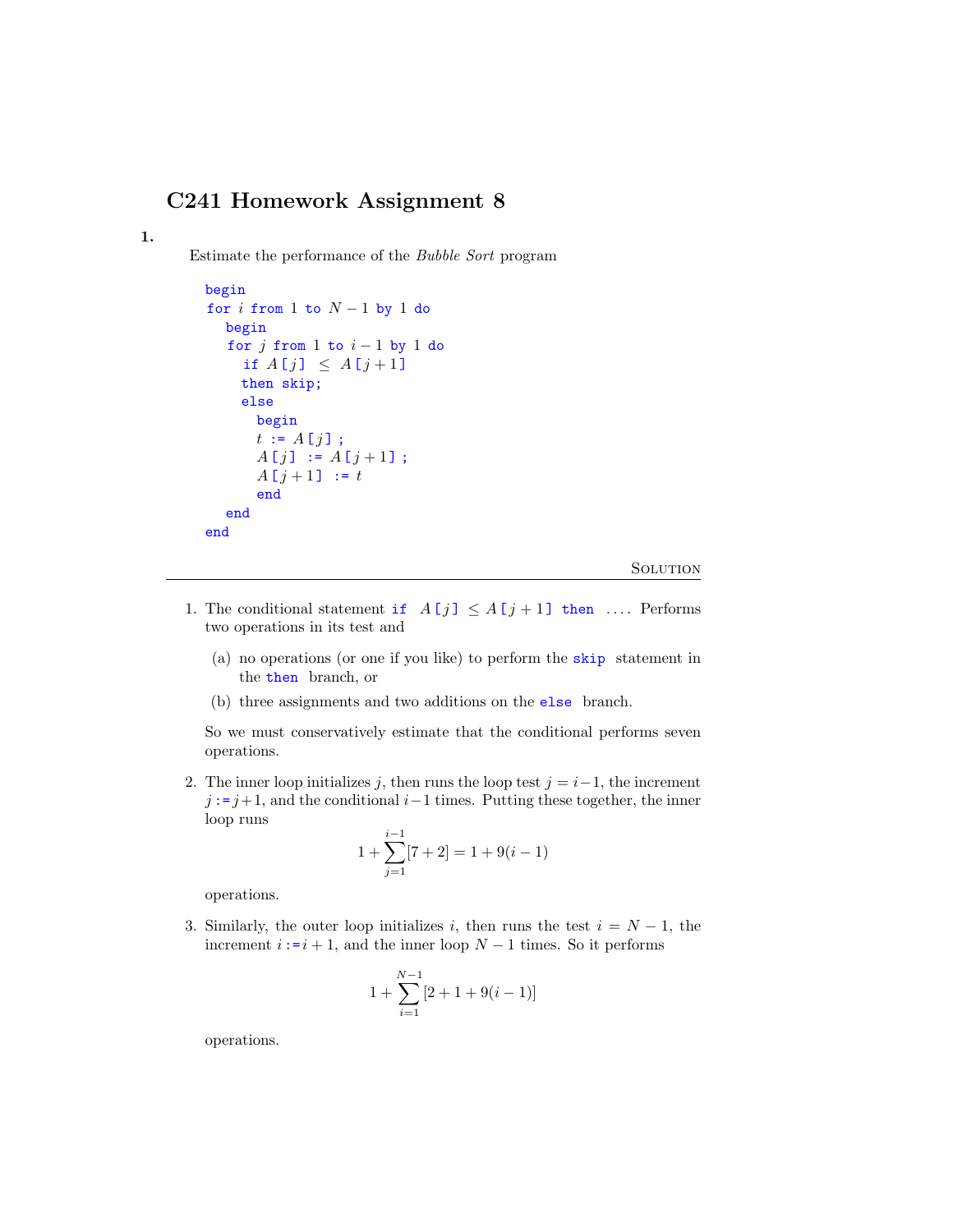# C241 Homework Assignment 8

**1.**

Estimate the performance of the *Bubble Sort* program

```
begin
for i from 1 to N − 1 by 1 do
   begin
   for j from 1 to i − 1 by 1 do
      if A[j] ≤ A[j+1]
      then skip;
      else
         begin
         t := A[j];
         A[j] := A[j+1];
         A[j+1] := t
         end
   end
end
```

SOLUTION

---

1. The conditional statement `if A[j] ≤ A[j+1] then ...`. Performs two operations in its test and

   (a) no operations (or one if you like) to perform the `skip` statement in the `then` branch, or

   (b) three assignments and two additions on the `else` branch.

   So we must conservatively estimate that the conditional performs seven operations.

2. The inner loop initializes $j$, then runs the loop test $j = i-1$, the increment $j := j+1$, and the conditional $i-1$ times. Putting these together, the inner loop runs

$$1 + \sum_{j=1}^{i-1} [7 + 2] = 1 + 9(i-1)$$

   operations.

3. Similarly, the outer loop initializes $i$, then runs the test $i = N-1$, the increment $i := i+1$, and the inner loop $N-1$ times. So it performs

$$1 + \sum_{i=1}^{N-1} [2 + 1 + 9(i-1)]$$

   operations.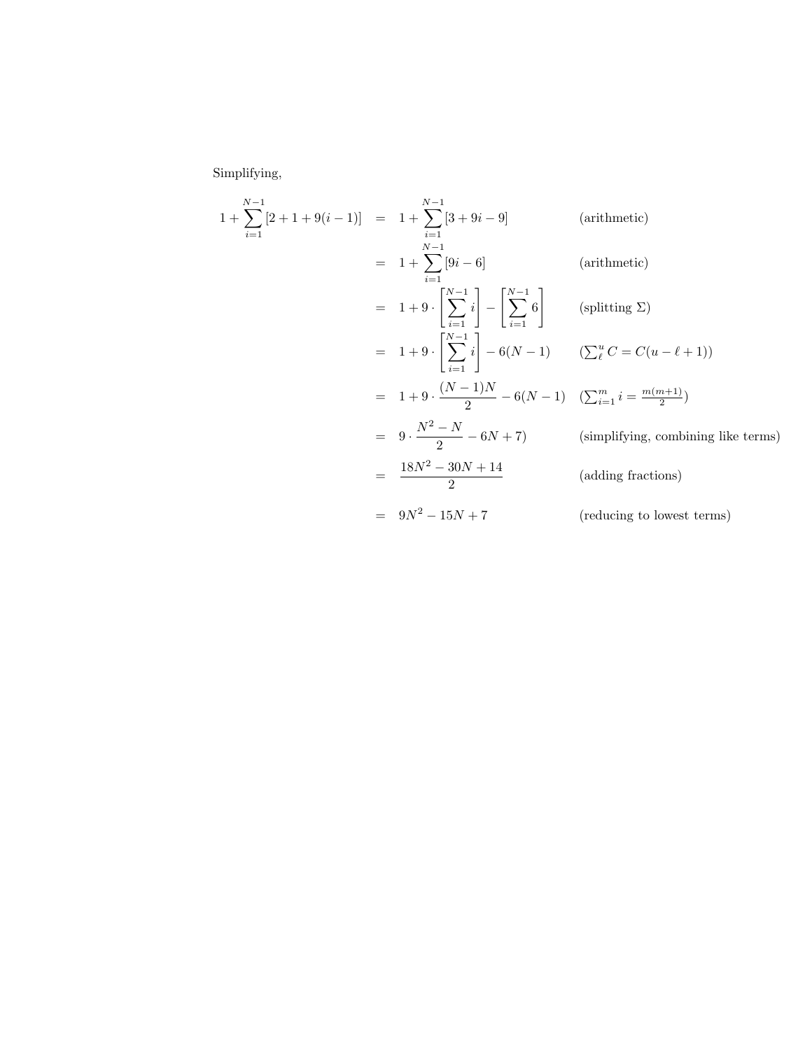Simplifying,

$$
\begin{aligned}
1 + \sum_{i=1}^{N-1} [2 + 1 + 9(i-1)] &= 1 + \sum_{i=1}^{N-1} [3 + 9i - 9] && \text{(arithmetic)} \\
&= 1 + \sum_{i=1}^{N-1} [9i - 6] && \text{(arithmetic)} \\
&= 1 + 9 \cdot \left[ \sum_{i=1}^{N-1} i \right] - \left[ \sum_{i=1}^{N-1} 6 \right] && \text{(splitting } \Sigma\text{)} \\
&= 1 + 9 \cdot \left[ \sum_{i=1}^{N-1} i \right] - 6(N-1) && (\textstyle\sum_{\ell}^{u} C = C(u - \ell + 1)) \\
&= 1 + 9 \cdot \frac{(N-1)N}{2} - 6(N-1) && (\textstyle\sum_{i=1}^{m} i = \frac{m(m+1)}{2}) \\
&= 9 \cdot \frac{N^2 - N}{2} - 6N + 7) && \text{(simplifying, combining like terms)} \\
&= \frac{18N^2 - 30N + 14}{2} && \text{(adding fractions)} \\
&= 9N^2 - 15N + 7 && \text{(reducing to lowest terms)}
\end{aligned}
$$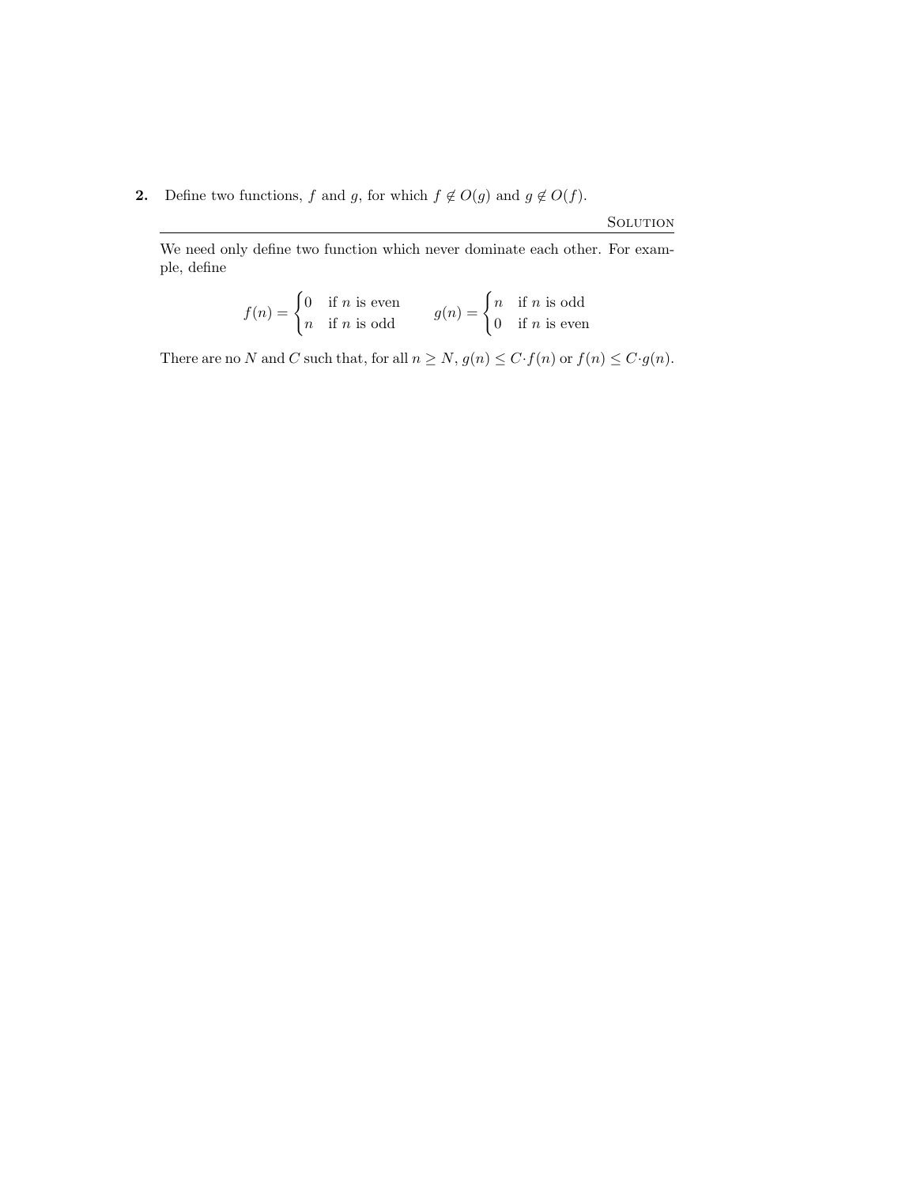**2.** Define two functions, $f$ and $g$, for which $f \notin O(g)$ and $g \notin O(f)$.

SOLUTION

---

We need only define two function which never dominate each other. For example, define

$$f(n) = \begin{cases} 0 & \text{if } n \text{ is even} \\ n & \text{if } n \text{ is odd} \end{cases} \qquad g(n) = \begin{cases} n & \text{if } n \text{ is odd} \\ 0 & \text{if } n \text{ is even} \end{cases}$$

There are no $N$ and $C$ such that, for all $n \geq N$, $g(n) \leq C \cdot f(n)$ or $f(n) \leq C \cdot g(n)$.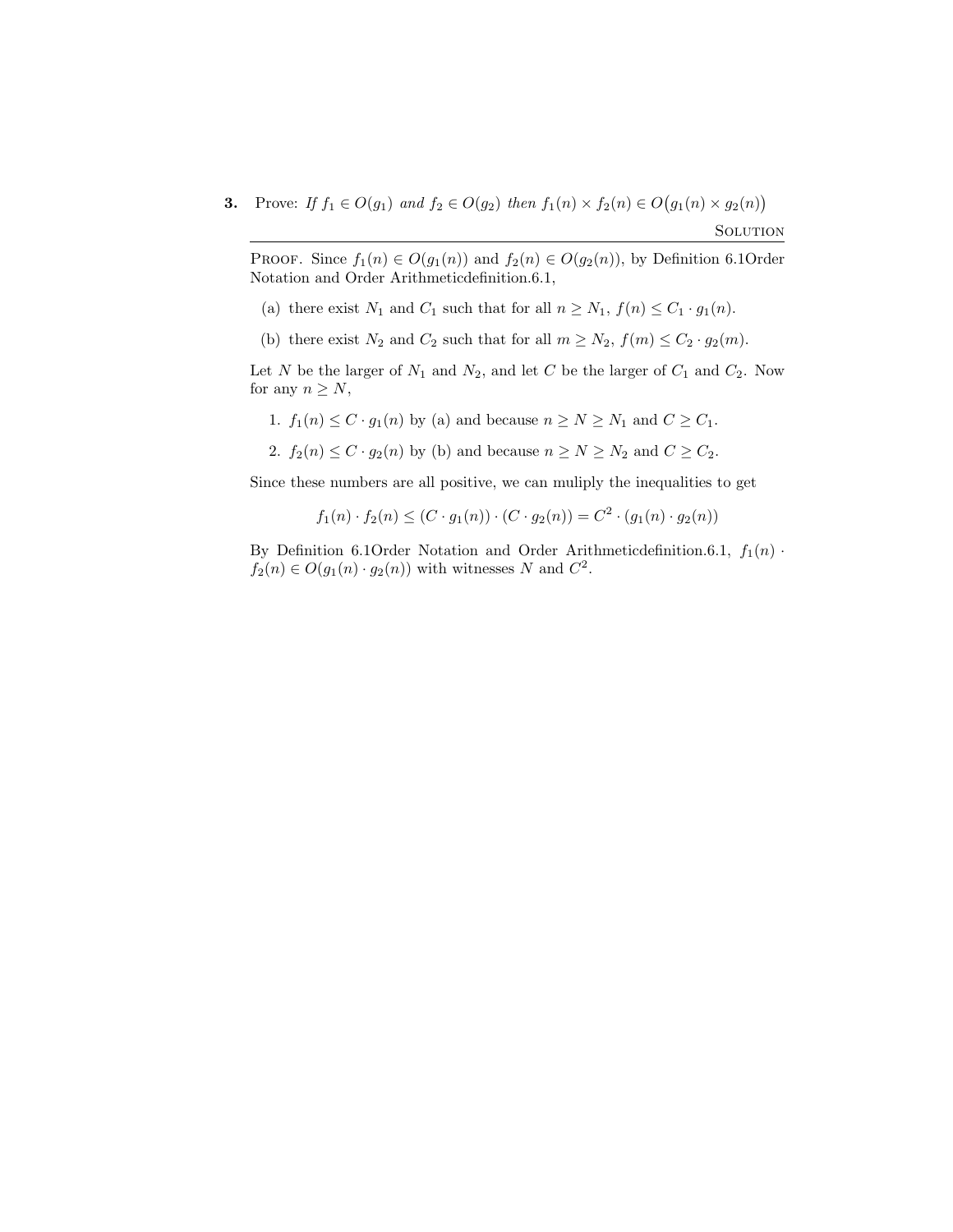**3.** Prove: *If $f_1 \in O(g_1)$ and $f_2 \in O(g_2)$ then $f_1(n) \times f_2(n) \in O\big(g_1(n) \times g_2(n)\big)$*

SOLUTION

---

PROOF. Since $f_1(n) \in O(g_1(n))$ and $f_2(n) \in O(g_2(n))$, by Definition 6.1Order Notation and Order Arithmeticdefinition.6.1,

(a) there exist $N_1$ and $C_1$ such that for all $n \geq N_1$, $f(n) \leq C_1 \cdot g_1(n)$.

(b) there exist $N_2$ and $C_2$ such that for all $m \geq N_2$, $f(m) \leq C_2 \cdot g_2(m)$.

Let $N$ be the larger of $N_1$ and $N_2$, and let $C$ be the larger of $C_1$ and $C_2$. Now for any $n \geq N$,

1. $f_1(n) \leq C \cdot g_1(n)$ by (a) and because $n \geq N \geq N_1$ and $C \geq C_1$.
2. $f_2(n) \leq C \cdot g_2(n)$ by (b) and because $n \geq N \geq N_2$ and $C \geq C_2$.

Since these numbers are all positive, we can muliply the inequalities to get

$$f_1(n) \cdot f_2(n) \leq (C \cdot g_1(n)) \cdot (C \cdot g_2(n)) = C^2 \cdot (g_1(n) \cdot g_2(n))$$

By Definition 6.1Order Notation and Order Arithmeticdefinition.6.1, $f_1(n) \cdot f_2(n) \in O(g_1(n) \cdot g_2(n))$ with witnesses $N$ and $C^2$.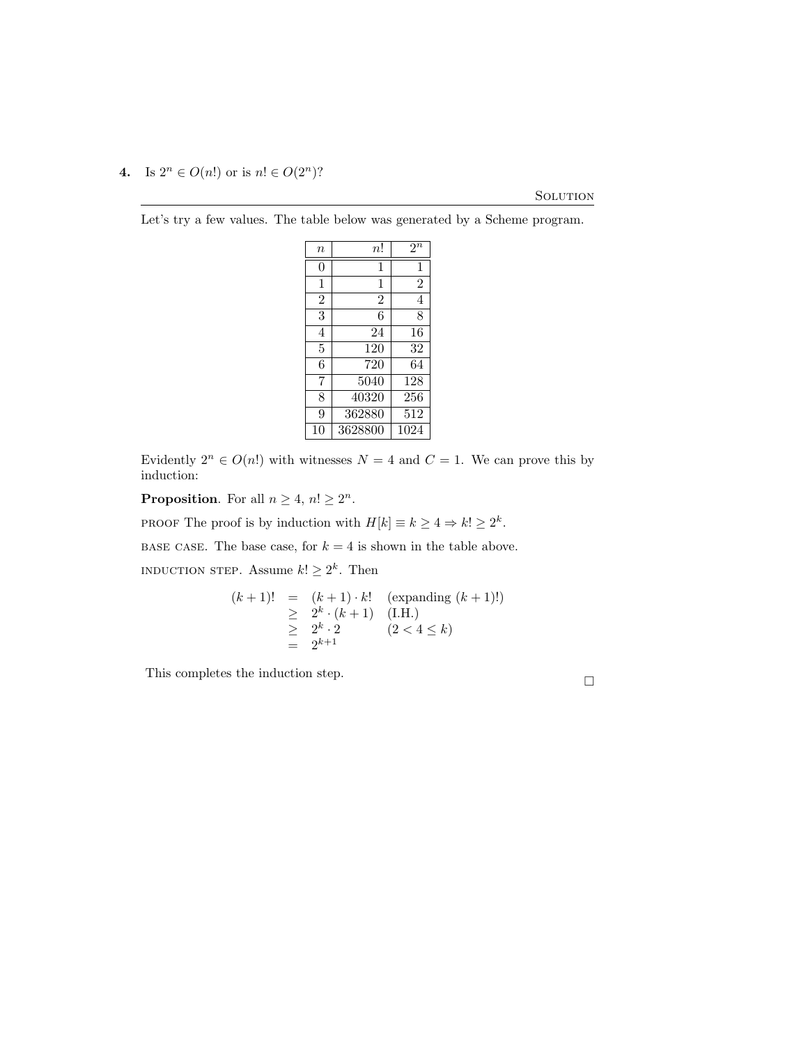**4.** Is $2^n \in O(n!)$ or is $n! \in O(2^n)$?

SOLUTION

---

Let's try a few values. The table below was generated by a Scheme program.

| $n$ | $n!$ | $2^n$ |
|---|---|---|
| 0 | 1 | 1 |
| 1 | 1 | 2 |
| 2 | 2 | 4 |
| 3 | 6 | 8 |
| 4 | 24 | 16 |
| 5 | 120 | 32 |
| 6 | 720 | 64 |
| 7 | 5040 | 128 |
| 8 | 40320 | 256 |
| 9 | 362880 | 512 |
| 10 | 3628800 | 1024 |

Evidently $2^n \in O(n!)$ with witnesses $N = 4$ and $C = 1$. We can prove this by induction:

**Proposition**. For all $n \geq 4$, $n! \geq 2^n$.

PROOF The proof is by induction with $H[k] \equiv k \geq 4 \Rightarrow k! \geq 2^k$.

BASE CASE. The base case, for $k = 4$ is shown in the table above.

INDUCTION STEP. Assume $k! \geq 2^k$. Then

$$\begin{array}{rcll} (k+1)! & = & (k+1) \cdot k! & \text{(expanding } (k+1)!) \\ & \geq & 2^k \cdot (k+1) & \text{(I.H.)} \\ & \geq & 2^k \cdot 2 & (2 < 4 \leq k) \\ & = & 2^{k+1} & \end{array}$$

This completes the induction step. □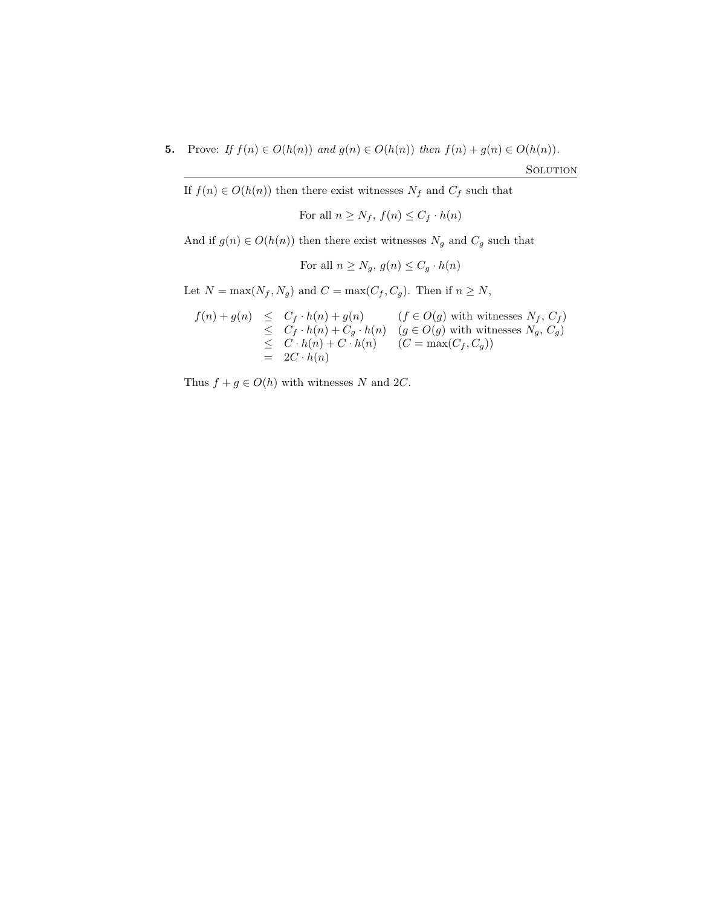**5.** Prove: *If $f(n) \in O(h(n))$ and $g(n) \in O(h(n))$ then $f(n) + g(n) \in O(h(n))$.*

**SOLUTION**

---

If $f(n) \in O(h(n))$ then there exist witnesses $N_f$ and $C_f$ such that

$$\text{For all } n \geq N_f,\ f(n) \leq C_f \cdot h(n)$$

And if $g(n) \in O(h(n))$ then there exist witnesses $N_g$ and $C_g$ such that

$$\text{For all } n \geq N_g,\ g(n) \leq C_g \cdot h(n)$$

Let $N = \max(N_f, N_g)$ and $C = \max(C_f, C_g)$. Then if $n \geq N$,

$$\begin{array}{rcll}
f(n) + g(n) & \leq & C_f \cdot h(n) + g(n) & (f \in O(g) \text{ with witnesses } N_f,\ C_f) \\
& \leq & C_f \cdot h(n) + C_g \cdot h(n) & (g \in O(g) \text{ with witnesses } N_g,\ C_g) \\
& \leq & C \cdot h(n) + C \cdot h(n) & (C = \max(C_f, C_g)) \\
& = & 2C \cdot h(n) &
\end{array}$$

Thus $f + g \in O(h)$ with witnesses $N$ and $2C$.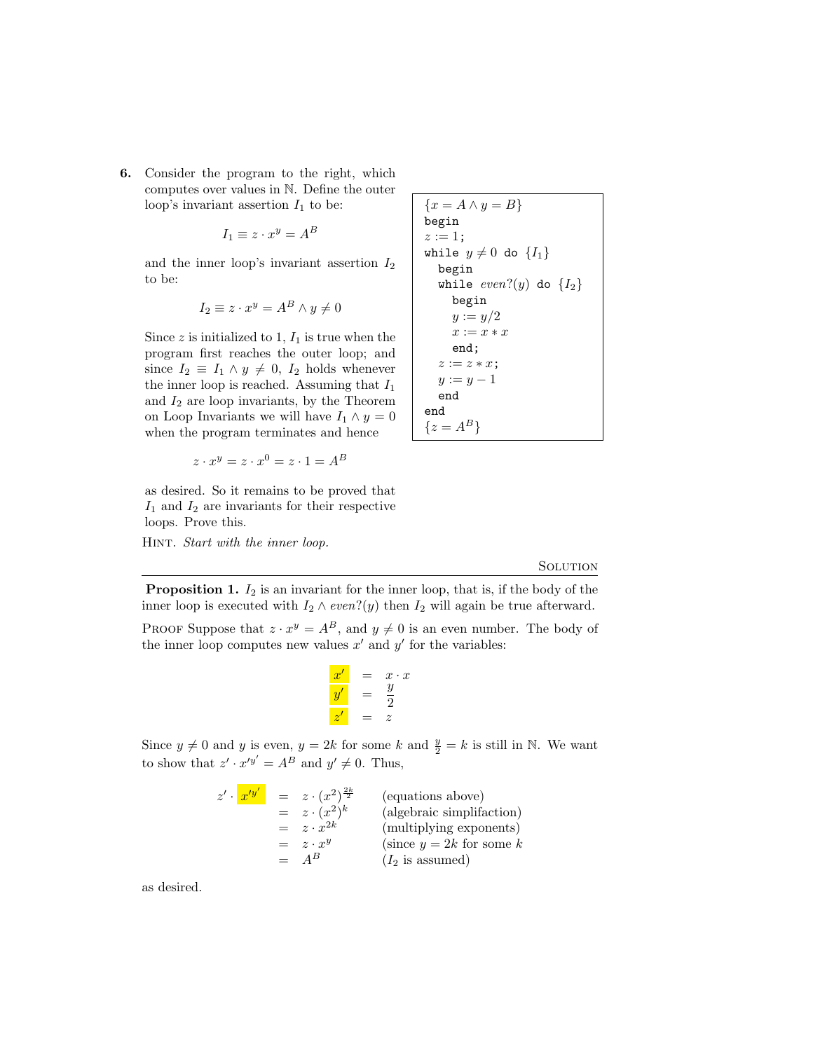**6.** Consider the program to the right, which computes over values in $\mathbb{N}$. Define the outer loop's invariant assertion $I_1$ to be:

$$I_1 \equiv z \cdot x^y = A^B$$

and the inner loop's invariant assertion $I_2$ to be:

$$I_2 \equiv z \cdot x^y = A^B \wedge y \neq 0$$

Since $z$ is initialized to 1, $I_1$ is true when the program first reaches the outer loop; and since $I_2 \equiv I_1 \wedge y \neq 0$, $I_2$ holds whenever the inner loop is reached. Assuming that $I_1$ and $I_2$ are loop invariants, by the Theorem on Loop Invariants we will have $I_1 \wedge y = 0$ when the program terminates and hence

$$z \cdot x^y = z \cdot x^0 = z \cdot 1 = A^B$$

as desired. So it remains to be proved that $I_1$ and $I_2$ are invariants for their respective loops. Prove this.

HINT. *Start with the inner loop.*

```
{x = A ∧ y = B}
begin
z := 1;
while y ≠ 0 do {I1}
  begin
  while even?(y) do {I2}
    begin
    y := y/2
    x := x * x
    end;
  z := z * x;
  y := y − 1
  end
end
{z = A^B}
```

SOLUTION

---

**Proposition 1.** $I_2$ is an invariant for the inner loop, that is, if the body of the inner loop is executed with $I_2 \wedge even?(y)$ then $I_2$ will again be true afterward.

PROOF Suppose that $z \cdot x^y = A^B$, and $y \neq 0$ is an even number. The body of the inner loop computes new values $x'$ and $y'$ for the variables:

$$\begin{aligned} x' &= x \cdot x \\ y' &= \frac{y}{2} \\ z' &= z \end{aligned}$$

Since $y \neq 0$ and $y$ is even, $y = 2k$ for some $k$ and $\frac{y}{2} = k$ is still in $\mathbb{N}$. We want to show that $z' \cdot x'^{y'} = A^B$ and $y' \neq 0$. Thus,

$$\begin{aligned} z' \cdot x'^{y'} &= z \cdot (x^2)^{\frac{2k}{2}} && \text{(equations above)} \\ &= z \cdot (x^2)^k && \text{(algebraic simplifaction)} \\ &= z \cdot x^{2k} && \text{(multiplying exponents)} \\ &= z \cdot x^y && \text{(since } y = 2k \text{ for some } k \\ &= A^B && (I_2 \text{ is assumed)} \end{aligned}$$

as desired.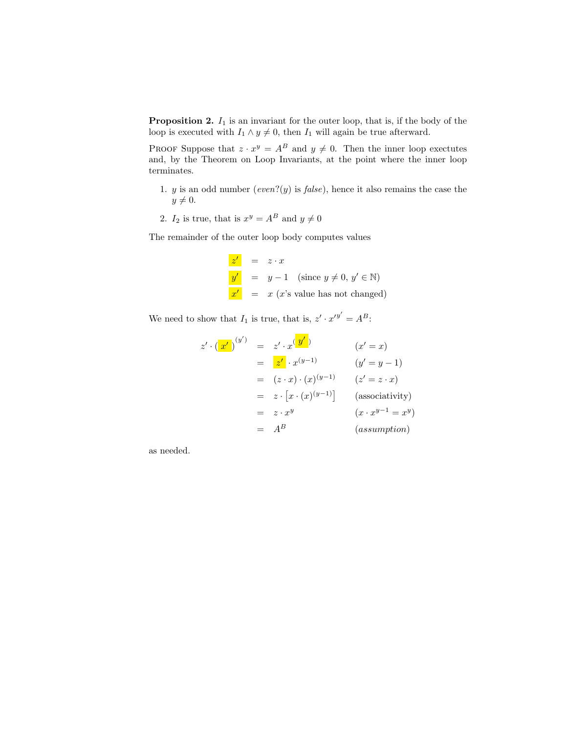**Proposition 2.** $I_1$ is an invariant for the outer loop, that is, if the body of the loop is executed with $I_1 \wedge y \neq 0$, then $I_1$ will again be true afterward.

Proof Suppose that $z \cdot x^y = A^B$ and $y \neq 0$. Then the inner loop exectutes and, by the Theorem on Loop Invariants, at the point where the inner loop terminates.

1. $y$ is an odd number (*even?*($y$) is *false*), hence it also remains the case the $y \neq 0$.

2. $I_2$ is true, that is $x^y = A^B$ and $y \neq 0$

The remainder of the outer loop body computes values

$$
\begin{aligned}
z' &= z \cdot x \\
y' &= y - 1 \quad (\text{since } y \neq 0,\ y' \in \mathbb{N}) \\
x' &= x \ (x\text{'s value has not changed})
\end{aligned}
$$

We need to show that $I_1$ is true, that is, $z' \cdot x'^{y'} = A^B$:

$$
\begin{aligned}
z' \cdot (x')^{(y')} &= z' \cdot x^{(y')} && (x' = x) \\
&= z' \cdot x^{(y-1)} && (y' = y - 1) \\
&= (z \cdot x) \cdot (x)^{(y-1)} && (z' = z \cdot x) \\
&= z \cdot \left[x \cdot (x)^{(y-1)}\right] && (\text{associativity}) \\
&= z \cdot x^y && (x \cdot x^{y-1} = x^y) \\
&= A^B && (\textit{assumption})
\end{aligned}
$$

as needed.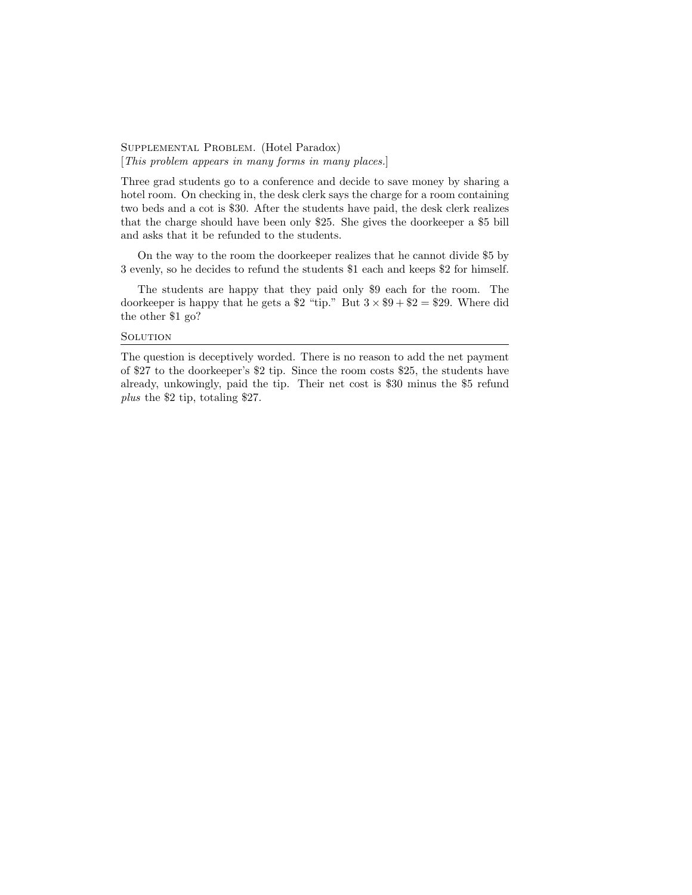Supplemental Problem. (Hotel Paradox)
[*This problem appears in many forms in many places.*]

Three grad students go to a conference and decide to save money by sharing a hotel room. On checking in, the desk clerk says the charge for a room containing two beds and a cot is \$30. After the students have paid, the desk clerk realizes that the charge should have been only \$25. She gives the doorkeeper a \$5 bill and asks that it be refunded to the students.

On the way to the room the doorkeeper realizes that he cannot divide \$5 by 3 evenly, so he decides to refund the students \$1 each and keeps \$2 for himself.

The students are happy that they paid only \$9 each for the room. The doorkeeper is happy that he gets a \$2 "tip." But $3 \times \$9 + \$2 = \$29$. Where did the other \$1 go?

Solution

---

The question is deceptively worded. There is no reason to add the net payment of \$27 to the doorkeeper's \$2 tip. Since the room costs \$25, the students have already, unkowingly, paid the tip. Their net cost is \$30 minus the \$5 refund *plus* the \$2 tip, totaling \$27.